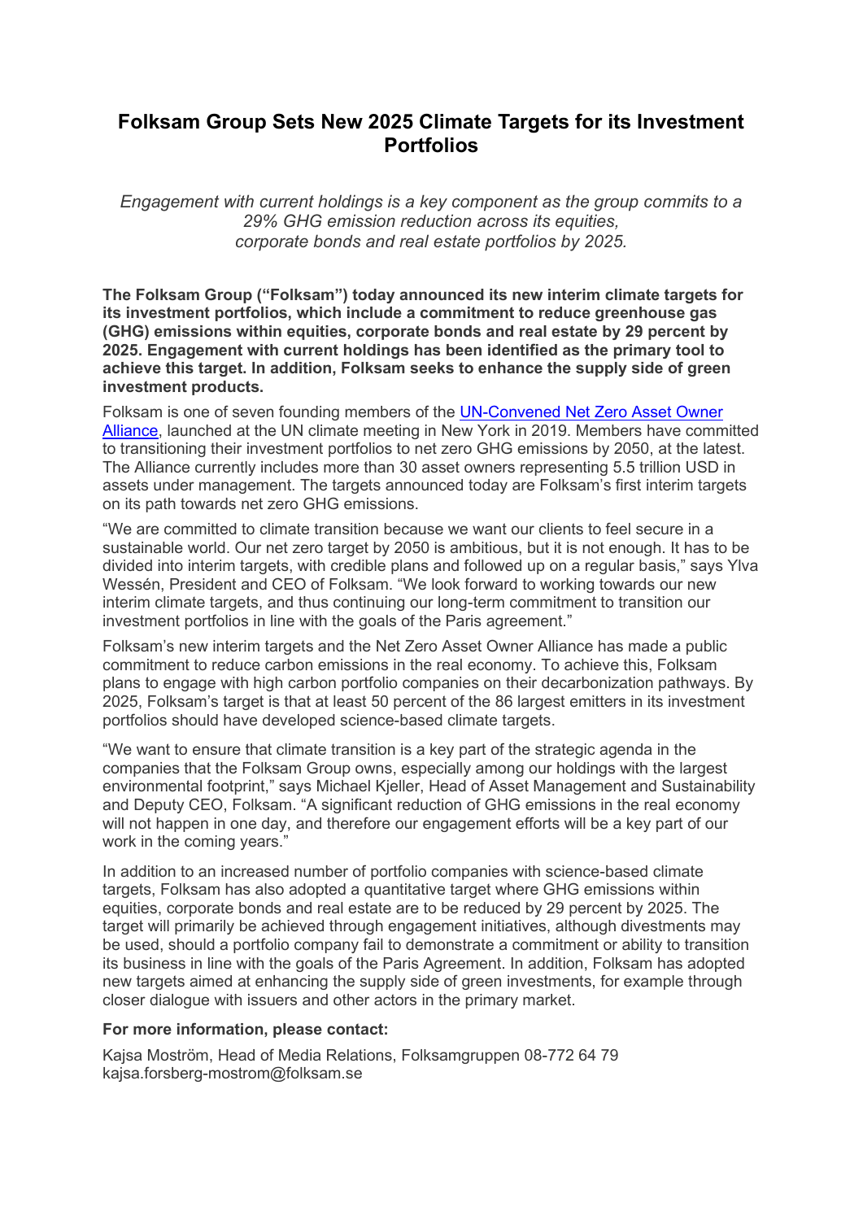# Folksam Group Sets New 2025 Climate Targets for its Investment Portfolios

*Engagement with current holdings is a key component as the group commits to a 29% GHG emission reduction across its equities, corporate bonds and real estate portfolios by 2025.*

**The Folksam Group ("Folksam") today announced its new interim climate targets for its investment portfolios, which include a commitment to reduce greenhouse gas (GHG) emissions within equities, corporate bonds and real estate by 29 percent by 2025. Engagement with current holdings has been identified as the primary tool to achieve this target. In addition, Folksam seeks to enhance the supply side of green investment products.**

Folksam is one of seven founding members of the UN-Convened Net Zero Asset Owner Alliance, launched at the UN climate meeting in New York in 2019. Members have committed to transitioning their investment portfolios to net zero GHG emissions by 2050, at the latest. The Alliance currently includes more than 30 asset owners representing 5.5 trillion USD in assets under management. The targets announced today are Folksam's first interim targets on its path towards net zero GHG emissions.

"We are committed to climate transition because we want our clients to feel secure in a sustainable world. Our net zero target by 2050 is ambitious, but it is not enough. It has to be divided into interim targets, with credible plans and followed up on a regular basis," says Ylva Wessén, President and CEO of Folksam. "We look forward to working towards our new interim climate targets, and thus continuing our long-term commitment to transition our investment portfolios in line with the goals of the Paris agreement."

Folksam's new interim targets and the Net Zero Asset Owner Alliance has made a public commitment to reduce carbon emissions in the real economy. To achieve this, Folksam plans to engage with high carbon portfolio companies on their decarbonization pathways. By 2025, Folksam's target is that at least 50 percent of the 86 largest emitters in its investment portfolios should have developed science-based climate targets.

"We want to ensure that climate transition is a key part of the strategic agenda in the companies that the Folksam Group owns, especially among our holdings with the largest environmental footprint," says Michael Kjeller, Head of Asset Management and Sustainability and Deputy CEO, Folksam. "A significant reduction of GHG emissions in the real economy will not happen in one day, and therefore our engagement efforts will be a key part of our work in the coming years."

In addition to an increased number of portfolio companies with science-based climate targets, Folksam has also adopted a quantitative target where GHG emissions within equities, corporate bonds and real estate are to be reduced by 29 percent by 2025. The target will primarily be achieved through engagement initiatives, although divestments may be used, should a portfolio company fail to demonstrate a commitment or ability to transition its business in line with the goals of the Paris Agreement. In addition, Folksam has adopted new targets aimed at enhancing the supply side of green investments, for example through closer dialogue with issuers and other actors in the primary market.

**For more information, please contact:**

Kajsa Moström, Head of Media Relations, Folksamgruppen 08-772 64 79
kajsa.forsberg-mostrom@folksam.se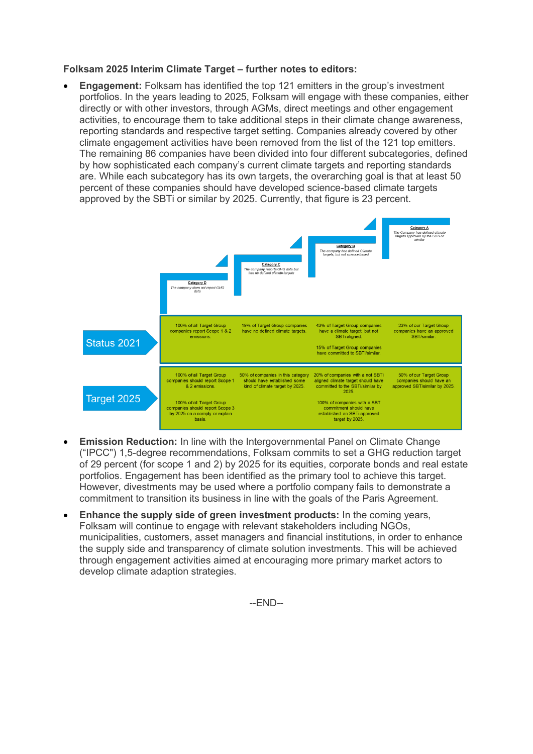**Folksam 2025 Interim Climate Target – further notes to editors:**

- **Engagement:** Folksam has identified the top 121 emitters in the group's investment portfolios. In the years leading to 2025, Folksam will engage with these companies, either directly or with other investors, through AGMs, direct meetings and other engagement activities, to encourage them to take additional steps in their climate change awareness, reporting standards and respective target setting. Companies already covered by other climate engagement activities have been removed from the list of the 121 top emitters. The remaining 86 companies have been divided into four different subcategories, defined by how sophisticated each company's current climate targets and reporting standards are. While each subcategory has its own targets, the overarching goal is that at least 50 percent of these companies should have developed science-based climate targets approved by the SBTi or similar by 2025. Currently, that figure is 23 percent.

| | Category D<br>*The company does not report GHG data* | Category C<br>*The company reports GHG data but has no defined climate targets* | Category B<br>*The company has defined Climate targets, but not science based* | Category A<br>*The Company has defined climate targets approved by the SBTi or similar* |
|---|---|---|---|---|
| Status 2021 | 100% of all Target Group companies report Scope 1 & 2 emissions. | 19% of Target Group companies have no defined climate targets. | 43% of Target Group companies have a climate target, but not SBTi aligned.<br><br>15% of Target Group companies have committed to SBTi/similar. | 23% of our Target Group companies have an approved SBT/similar. |
| Target 2025 | 100% of all Target Group companies should report Scope 1 & 2 emissions.<br><br>100% of all Target Group companies should report Scope 3 by 2025 on a comply or explain basis. | 50% of companies in this category should have established some kind of climate target by 2025. | 20% of companies with a not SBTi aligned climate target should have committed to the SBTi/similar by 2025.<br><br>100% of companies with a SBT commitment should have established an SBTi approved target by 2025. | 50% of our Target Group companies should have an approved SBT/similar by 2025. |

- **Emission Reduction:** In line with the Intergovernmental Panel on Climate Change ("IPCC") 1,5-degree recommendations, Folksam commits to set a GHG reduction target of 29 percent (for scope 1 and 2) by 2025 for its equities, corporate bonds and real estate portfolios. Engagement has been identified as the primary tool to achieve this target. However, divestments may be used where a portfolio company fails to demonstrate a commitment to transition its business in line with the goals of the Paris Agreement.

- **Enhance the supply side of green investment products:** In the coming years, Folksam will continue to engage with relevant stakeholders including NGOs, municipalities, customers, asset managers and financial institutions, in order to enhance the supply side and transparency of climate solution investments. This will be achieved through engagement activities aimed at encouraging more primary market actors to develop climate adaption strategies.

--END--